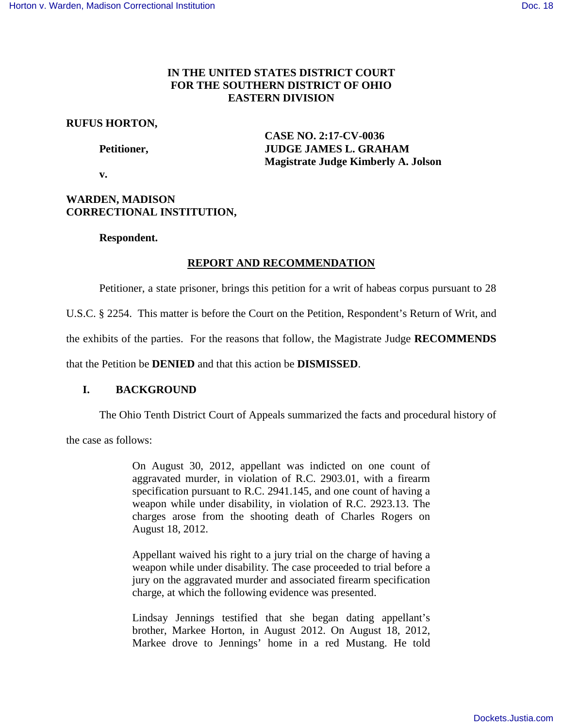**IN THE UNITED STATES DISTRICT COURT**
**FOR THE SOUTHERN DISTRICT OF OHIO**
**EASTERN DIVISION**

**RUFUS HORTON,**

**Petitioner,**

**v.**

**CASE NO. 2:17-CV-0036**
**JUDGE JAMES L. GRAHAM**
**Magistrate Judge Kimberly A. Jolson**

**WARDEN, MADISON CORRECTIONAL INSTITUTION,**

**Respondent.**

## REPORT AND RECOMMENDATION

Petitioner, a state prisoner, brings this petition for a writ of habeas corpus pursuant to 28 U.S.C. § 2254. This matter is before the Court on the Petition, Respondent's Return of Writ, and the exhibits of the parties. For the reasons that follow, the Magistrate Judge **RECOMMENDS** that the Petition be **DENIED** and that this action be **DISMISSED**.

### I. BACKGROUND

The Ohio Tenth District Court of Appeals summarized the facts and procedural history of the case as follows:

> On August 30, 2012, appellant was indicted on one count of aggravated murder, in violation of R.C. 2903.01, with a firearm specification pursuant to R.C. 2941.145, and one count of having a weapon while under disability, in violation of R.C. 2923.13. The charges arose from the shooting death of Charles Rogers on August 18, 2012.
>
> Appellant waived his right to a jury trial on the charge of having a weapon while under disability. The case proceeded to trial before a jury on the aggravated murder and associated firearm specification charge, at which the following evidence was presented.
>
> Lindsay Jennings testified that she began dating appellant's brother, Markee Horton, in August 2012. On August 18, 2012, Markee drove to Jennings' home in a red Mustang. He told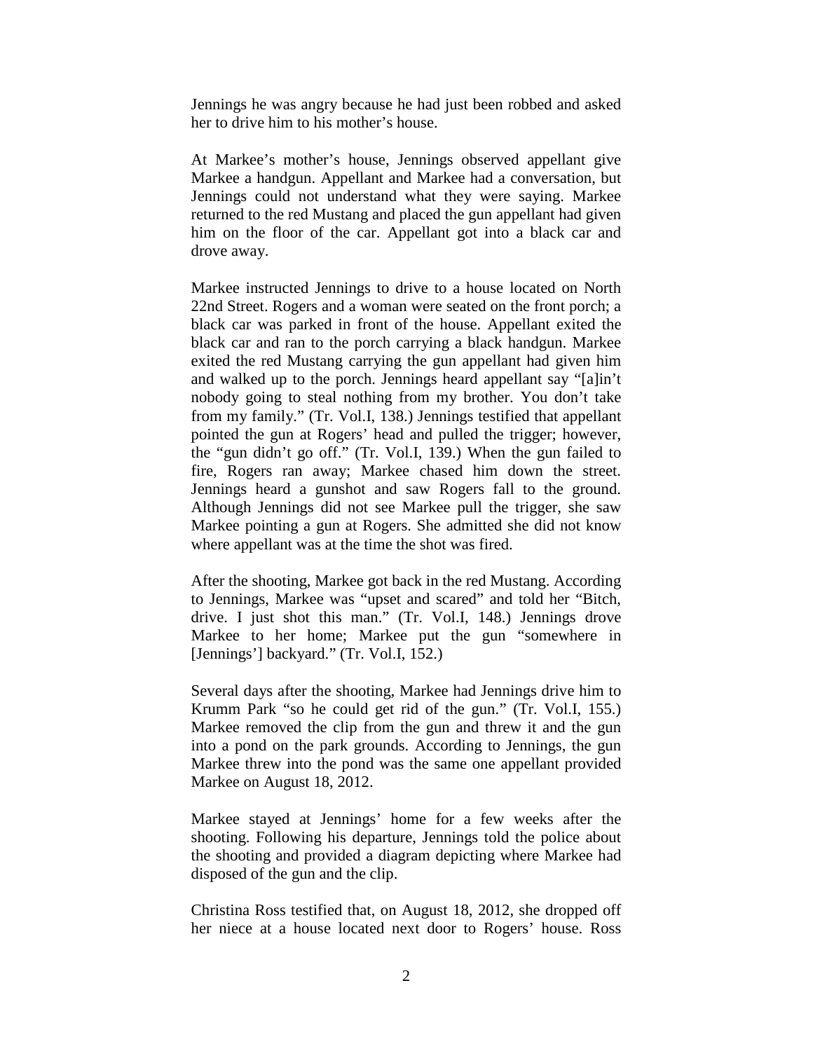Jennings he was angry because he had just been robbed and asked her to drive him to his mother's house.

At Markee's mother's house, Jennings observed appellant give Markee a handgun. Appellant and Markee had a conversation, but Jennings could not understand what they were saying. Markee returned to the red Mustang and placed the gun appellant had given him on the floor of the car. Appellant got into a black car and drove away.

Markee instructed Jennings to drive to a house located on North 22nd Street. Rogers and a woman were seated on the front porch; a black car was parked in front of the house. Appellant exited the black car and ran to the porch carrying a black handgun. Markee exited the red Mustang carrying the gun appellant had given him and walked up to the porch. Jennings heard appellant say "[a]in't nobody going to steal nothing from my brother. You don't take from my family." (Tr. Vol.I, 138.) Jennings testified that appellant pointed the gun at Rogers' head and pulled the trigger; however, the "gun didn't go off." (Tr. Vol.I, 139.) When the gun failed to fire, Rogers ran away; Markee chased him down the street. Jennings heard a gunshot and saw Rogers fall to the ground. Although Jennings did not see Markee pull the trigger, she saw Markee pointing a gun at Rogers. She admitted she did not know where appellant was at the time the shot was fired.

After the shooting, Markee got back in the red Mustang. According to Jennings, Markee was "upset and scared" and told her "Bitch, drive. I just shot this man." (Tr. Vol.I, 148.) Jennings drove Markee to her home; Markee put the gun "somewhere in [Jennings'] backyard." (Tr. Vol.I, 152.)

Several days after the shooting, Markee had Jennings drive him to Krumm Park "so he could get rid of the gun." (Tr. Vol.I, 155.) Markee removed the clip from the gun and threw it and the gun into a pond on the park grounds. According to Jennings, the gun Markee threw into the pond was the same one appellant provided Markee on August 18, 2012.

Markee stayed at Jennings' home for a few weeks after the shooting. Following his departure, Jennings told the police about the shooting and provided a diagram depicting where Markee had disposed of the gun and the clip.

Christina Ross testified that, on August 18, 2012, she dropped off her niece at a house located next door to Rogers' house. Ross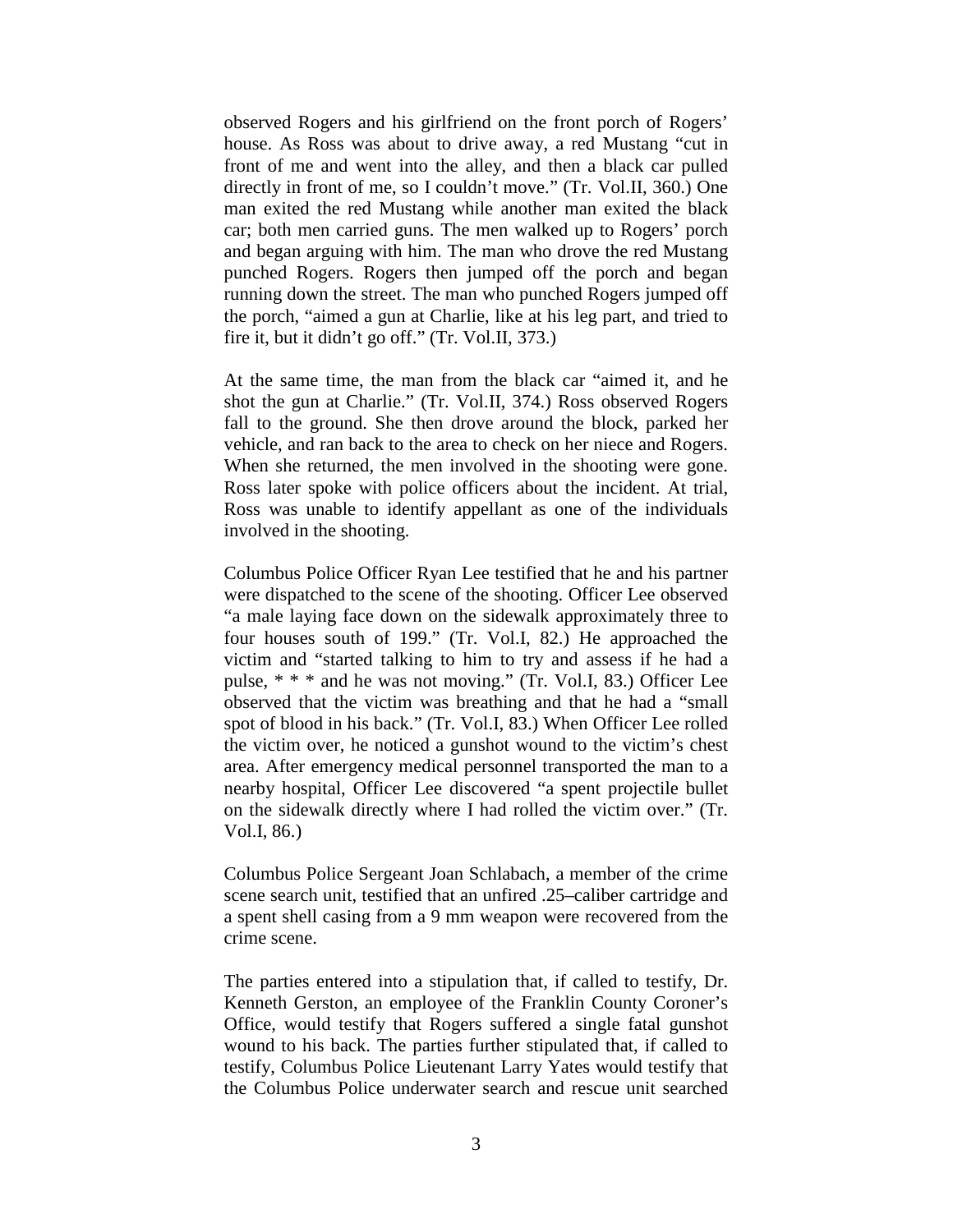observed Rogers and his girlfriend on the front porch of Rogers' house. As Ross was about to drive away, a red Mustang "cut in front of me and went into the alley, and then a black car pulled directly in front of me, so I couldn't move." (Tr. Vol.II, 360.) One man exited the red Mustang while another man exited the black car; both men carried guns. The men walked up to Rogers' porch and began arguing with him. The man who drove the red Mustang punched Rogers. Rogers then jumped off the porch and began running down the street. The man who punched Rogers jumped off the porch, "aimed a gun at Charlie, like at his leg part, and tried to fire it, but it didn't go off." (Tr. Vol.II, 373.)

At the same time, the man from the black car "aimed it, and he shot the gun at Charlie." (Tr. Vol.II, 374.) Ross observed Rogers fall to the ground. She then drove around the block, parked her vehicle, and ran back to the area to check on her niece and Rogers. When she returned, the men involved in the shooting were gone. Ross later spoke with police officers about the incident. At trial, Ross was unable to identify appellant as one of the individuals involved in the shooting.

Columbus Police Officer Ryan Lee testified that he and his partner were dispatched to the scene of the shooting. Officer Lee observed "a male laying face down on the sidewalk approximately three to four houses south of 199." (Tr. Vol.I, 82.) He approached the victim and "started talking to him to try and assess if he had a pulse, * * * and he was not moving." (Tr. Vol.I, 83.) Officer Lee observed that the victim was breathing and that he had a "small spot of blood in his back." (Tr. Vol.I, 83.) When Officer Lee rolled the victim over, he noticed a gunshot wound to the victim's chest area. After emergency medical personnel transported the man to a nearby hospital, Officer Lee discovered "a spent projectile bullet on the sidewalk directly where I had rolled the victim over." (Tr. Vol.I, 86.)

Columbus Police Sergeant Joan Schlabach, a member of the crime scene search unit, testified that an unfired .25–caliber cartridge and a spent shell casing from a 9 mm weapon were recovered from the crime scene.

The parties entered into a stipulation that, if called to testify, Dr. Kenneth Gerston, an employee of the Franklin County Coroner's Office, would testify that Rogers suffered a single fatal gunshot wound to his back. The parties further stipulated that, if called to testify, Columbus Police Lieutenant Larry Yates would testify that the Columbus Police underwater search and rescue unit searched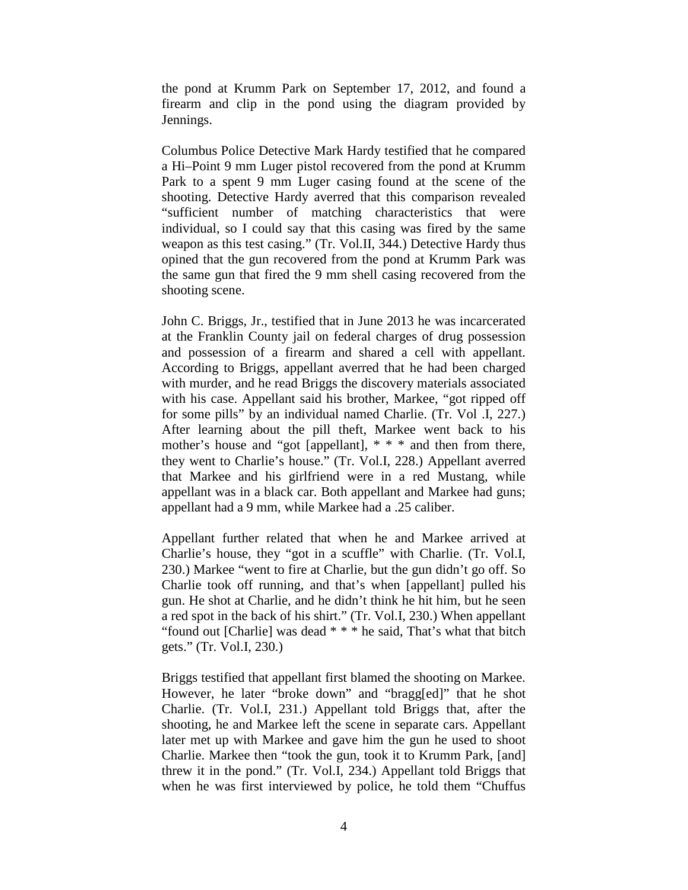the pond at Krumm Park on September 17, 2012, and found a firearm and clip in the pond using the diagram provided by Jennings.

Columbus Police Detective Mark Hardy testified that he compared a Hi–Point 9 mm Luger pistol recovered from the pond at Krumm Park to a spent 9 mm Luger casing found at the scene of the shooting. Detective Hardy averred that this comparison revealed "sufficient number of matching characteristics that were individual, so I could say that this casing was fired by the same weapon as this test casing." (Tr. Vol.II, 344.) Detective Hardy thus opined that the gun recovered from the pond at Krumm Park was the same gun that fired the 9 mm shell casing recovered from the shooting scene.

John C. Briggs, Jr., testified that in June 2013 he was incarcerated at the Franklin County jail on federal charges of drug possession and possession of a firearm and shared a cell with appellant. According to Briggs, appellant averred that he had been charged with murder, and he read Briggs the discovery materials associated with his case. Appellant said his brother, Markee, "got ripped off for some pills" by an individual named Charlie. (Tr. Vol .I, 227.) After learning about the pill theft, Markee went back to his mother's house and "got [appellant], * * * and then from there, they went to Charlie's house." (Tr. Vol.I, 228.) Appellant averred that Markee and his girlfriend were in a red Mustang, while appellant was in a black car. Both appellant and Markee had guns; appellant had a 9 mm, while Markee had a .25 caliber.

Appellant further related that when he and Markee arrived at Charlie's house, they "got in a scuffle" with Charlie. (Tr. Vol.I, 230.) Markee "went to fire at Charlie, but the gun didn't go off. So Charlie took off running, and that's when [appellant] pulled his gun. He shot at Charlie, and he didn't think he hit him, but he seen a red spot in the back of his shirt." (Tr. Vol.I, 230.) When appellant "found out [Charlie] was dead * * * he said, That's what that bitch gets." (Tr. Vol.I, 230.)

Briggs testified that appellant first blamed the shooting on Markee. However, he later "broke down" and "bragg[ed]" that he shot Charlie. (Tr. Vol.I, 231.) Appellant told Briggs that, after the shooting, he and Markee left the scene in separate cars. Appellant later met up with Markee and gave him the gun he used to shoot Charlie. Markee then "took the gun, took it to Krumm Park, [and] threw it in the pond." (Tr. Vol.I, 234.) Appellant told Briggs that when he was first interviewed by police, he told them "Chuffus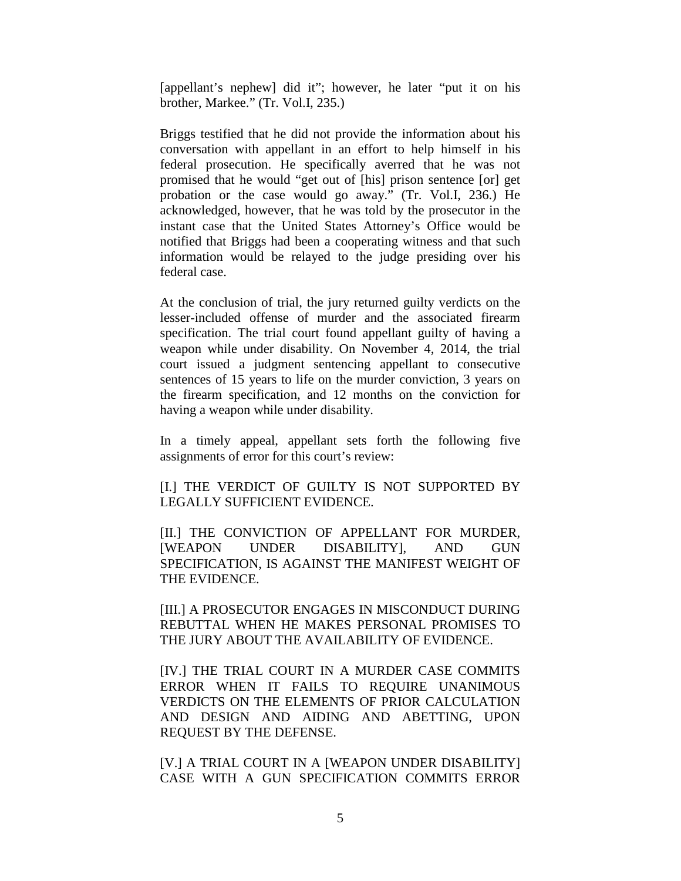[appellant's nephew] did it"; however, he later "put it on his brother, Markee." (Tr. Vol.I, 235.)

Briggs testified that he did not provide the information about his conversation with appellant in an effort to help himself in his federal prosecution. He specifically averred that he was not promised that he would "get out of [his] prison sentence [or] get probation or the case would go away." (Tr. Vol.I, 236.) He acknowledged, however, that he was told by the prosecutor in the instant case that the United States Attorney's Office would be notified that Briggs had been a cooperating witness and that such information would be relayed to the judge presiding over his federal case.

At the conclusion of trial, the jury returned guilty verdicts on the lesser-included offense of murder and the associated firearm specification. The trial court found appellant guilty of having a weapon while under disability. On November 4, 2014, the trial court issued a judgment sentencing appellant to consecutive sentences of 15 years to life on the murder conviction, 3 years on the firearm specification, and 12 months on the conviction for having a weapon while under disability.

In a timely appeal, appellant sets forth the following five assignments of error for this court's review:

[I.] THE VERDICT OF GUILTY IS NOT SUPPORTED BY LEGALLY SUFFICIENT EVIDENCE.

[II.] THE CONVICTION OF APPELLANT FOR MURDER, [WEAPON UNDER DISABILITY], AND GUN SPECIFICATION, IS AGAINST THE MANIFEST WEIGHT OF THE EVIDENCE.

[III.] A PROSECUTOR ENGAGES IN MISCONDUCT DURING REBUTTAL WHEN HE MAKES PERSONAL PROMISES TO THE JURY ABOUT THE AVAILABILITY OF EVIDENCE.

[IV.] THE TRIAL COURT IN A MURDER CASE COMMITS ERROR WHEN IT FAILS TO REQUIRE UNANIMOUS VERDICTS ON THE ELEMENTS OF PRIOR CALCULATION AND DESIGN AND AIDING AND ABETTING, UPON REQUEST BY THE DEFENSE.

[V.] A TRIAL COURT IN A [WEAPON UNDER DISABILITY] CASE WITH A GUN SPECIFICATION COMMITS ERROR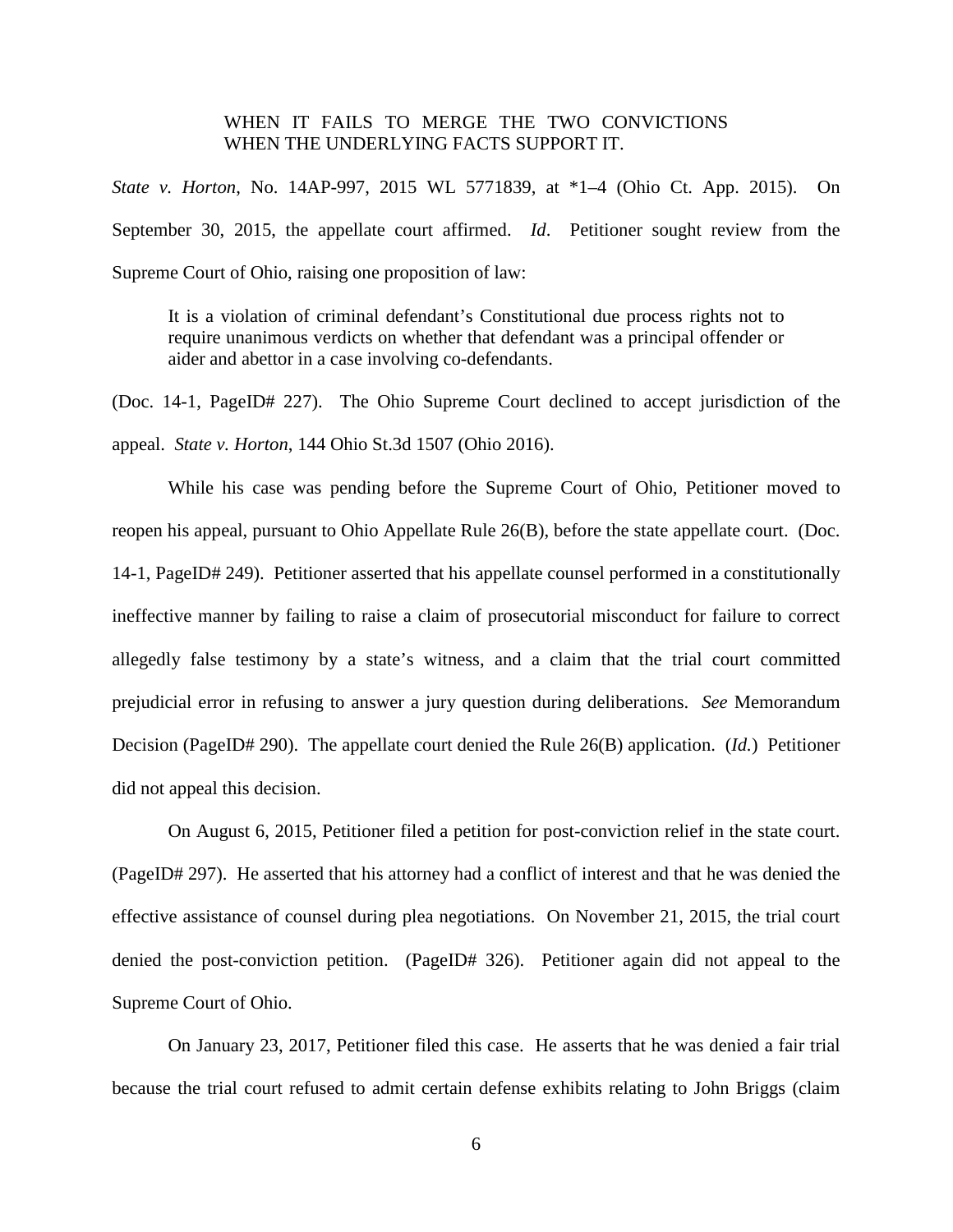> WHEN IT FAILS TO MERGE THE TWO CONVICTIONS WHEN THE UNDERLYING FACTS SUPPORT IT.

*State v. Horton*, No. 14AP-997, 2015 WL 5771839, at *1–4 (Ohio Ct. App. 2015). On September 30, 2015, the appellate court affirmed. *Id*. Petitioner sought review from the Supreme Court of Ohio, raising one proposition of law:

> It is a violation of criminal defendant's Constitutional due process rights not to require unanimous verdicts on whether that defendant was a principal offender or aider and abettor in a case involving co-defendants.

(Doc. 14-1, PageID# 227). The Ohio Supreme Court declined to accept jurisdiction of the appeal. *State v. Horton*, 144 Ohio St.3d 1507 (Ohio 2016).

While his case was pending before the Supreme Court of Ohio, Petitioner moved to reopen his appeal, pursuant to Ohio Appellate Rule 26(B), before the state appellate court. (Doc. 14-1, PageID# 249). Petitioner asserted that his appellate counsel performed in a constitutionally ineffective manner by failing to raise a claim of prosecutorial misconduct for failure to correct allegedly false testimony by a state's witness, and a claim that the trial court committed prejudicial error in refusing to answer a jury question during deliberations. *See* Memorandum Decision (PageID# 290). The appellate court denied the Rule 26(B) application. (*Id.*) Petitioner did not appeal this decision.

On August 6, 2015, Petitioner filed a petition for post-conviction relief in the state court. (PageID# 297). He asserted that his attorney had a conflict of interest and that he was denied the effective assistance of counsel during plea negotiations. On November 21, 2015, the trial court denied the post-conviction petition. (PageID# 326). Petitioner again did not appeal to the Supreme Court of Ohio.

On January 23, 2017, Petitioner filed this case. He asserts that he was denied a fair trial because the trial court refused to admit certain defense exhibits relating to John Briggs (claim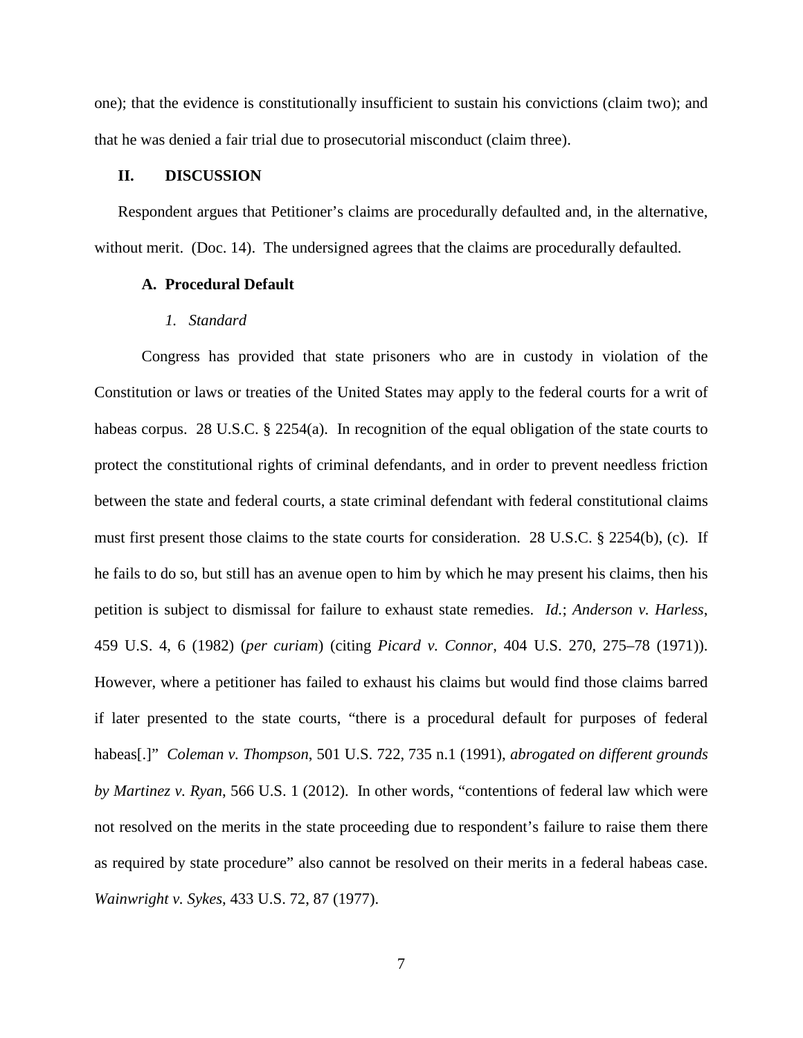one); that the evidence is constitutionally insufficient to sustain his convictions (claim two); and that he was denied a fair trial due to prosecutorial misconduct (claim three).

## II. DISCUSSION

Respondent argues that Petitioner's claims are procedurally defaulted and, in the alternative, without merit. (Doc. 14). The undersigned agrees that the claims are procedurally defaulted.

### A. Procedural Default

#### *1. Standard*

Congress has provided that state prisoners who are in custody in violation of the Constitution or laws or treaties of the United States may apply to the federal courts for a writ of habeas corpus. 28 U.S.C. § 2254(a). In recognition of the equal obligation of the state courts to protect the constitutional rights of criminal defendants, and in order to prevent needless friction between the state and federal courts, a state criminal defendant with federal constitutional claims must first present those claims to the state courts for consideration. 28 U.S.C. § 2254(b), (c). If he fails to do so, but still has an avenue open to him by which he may present his claims, then his petition is subject to dismissal for failure to exhaust state remedies. *Id.*; *Anderson v. Harless*, 459 U.S. 4, 6 (1982) (*per curiam*) (citing *Picard v. Connor*, 404 U.S. 270, 275–78 (1971)). However, where a petitioner has failed to exhaust his claims but would find those claims barred if later presented to the state courts, "there is a procedural default for purposes of federal habeas[.]" *Coleman v. Thompson*, 501 U.S. 722, 735 n.1 (1991), *abrogated on different grounds by Martinez v. Ryan*, 566 U.S. 1 (2012). In other words, "contentions of federal law which were not resolved on the merits in the state proceeding due to respondent's failure to raise them there as required by state procedure" also cannot be resolved on their merits in a federal habeas case. *Wainwright v. Sykes*, 433 U.S. 72, 87 (1977).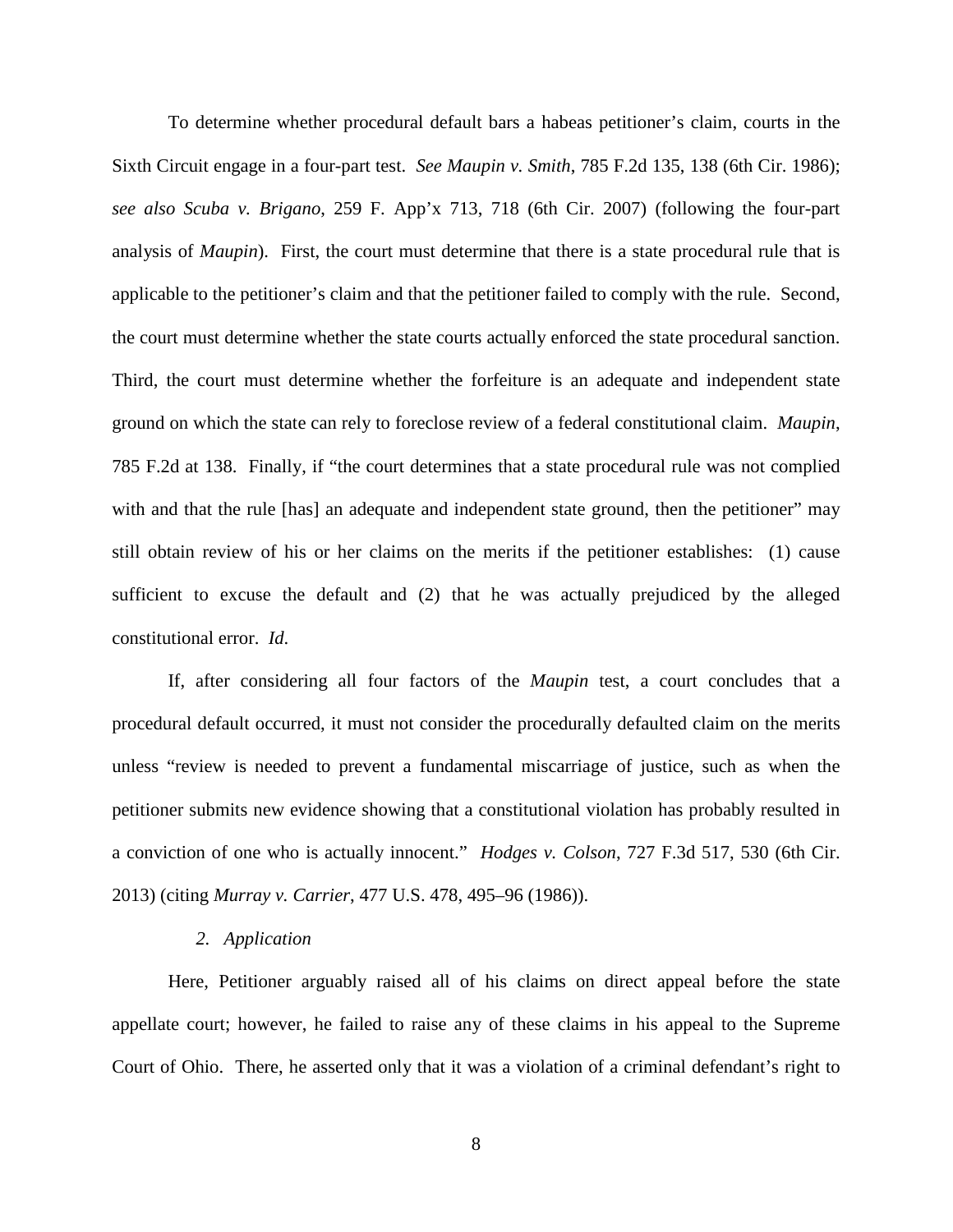To determine whether procedural default bars a habeas petitioner's claim, courts in the Sixth Circuit engage in a four-part test. *See Maupin v. Smith*, 785 F.2d 135, 138 (6th Cir. 1986); *see also Scuba v. Brigano*, 259 F. App'x 713, 718 (6th Cir. 2007) (following the four-part analysis of *Maupin*). First, the court must determine that there is a state procedural rule that is applicable to the petitioner's claim and that the petitioner failed to comply with the rule. Second, the court must determine whether the state courts actually enforced the state procedural sanction. Third, the court must determine whether the forfeiture is an adequate and independent state ground on which the state can rely to foreclose review of a federal constitutional claim. *Maupin*, 785 F.2d at 138. Finally, if "the court determines that a state procedural rule was not complied with and that the rule [has] an adequate and independent state ground, then the petitioner" may still obtain review of his or her claims on the merits if the petitioner establishes: (1) cause sufficient to excuse the default and (2) that he was actually prejudiced by the alleged constitutional error. *Id*.

If, after considering all four factors of the *Maupin* test, a court concludes that a procedural default occurred, it must not consider the procedurally defaulted claim on the merits unless "review is needed to prevent a fundamental miscarriage of justice, such as when the petitioner submits new evidence showing that a constitutional violation has probably resulted in a conviction of one who is actually innocent." *Hodges v. Colson*, 727 F.3d 517, 530 (6th Cir. 2013) (citing *Murray v. Carrier*, 477 U.S. 478, 495–96 (1986)).

### *2. Application*

Here, Petitioner arguably raised all of his claims on direct appeal before the state appellate court; however, he failed to raise any of these claims in his appeal to the Supreme Court of Ohio. There, he asserted only that it was a violation of a criminal defendant's right to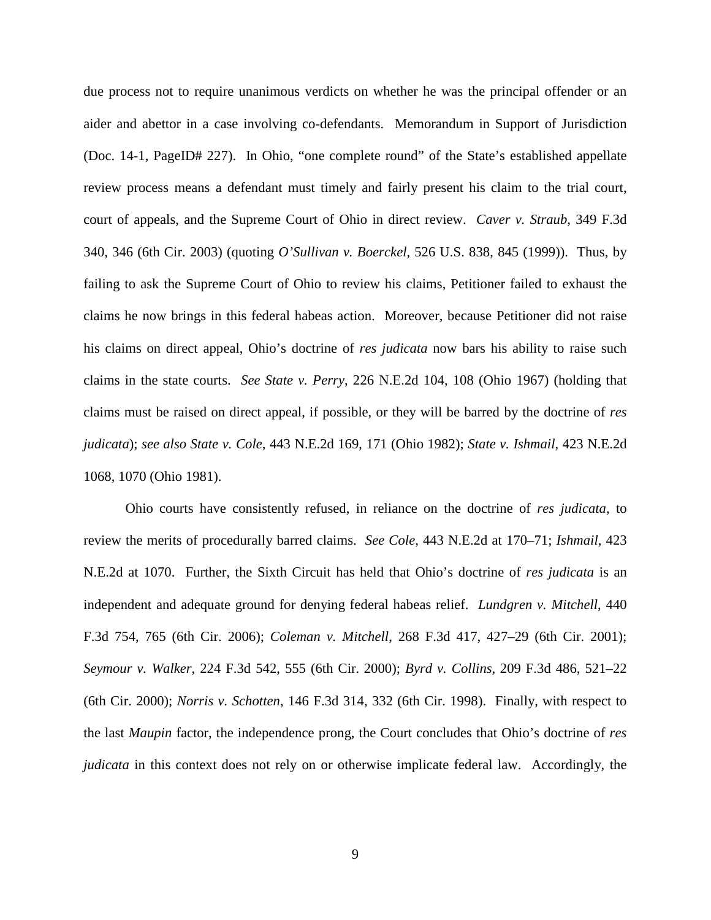due process not to require unanimous verdicts on whether he was the principal offender or an aider and abettor in a case involving co-defendants. Memorandum in Support of Jurisdiction (Doc. 14-1, PageID# 227). In Ohio, "one complete round" of the State's established appellate review process means a defendant must timely and fairly present his claim to the trial court, court of appeals, and the Supreme Court of Ohio in direct review. *Caver v. Straub*, 349 F.3d 340, 346 (6th Cir. 2003) (quoting *O'Sullivan v. Boerckel*, 526 U.S. 838, 845 (1999)). Thus, by failing to ask the Supreme Court of Ohio to review his claims, Petitioner failed to exhaust the claims he now brings in this federal habeas action. Moreover, because Petitioner did not raise his claims on direct appeal, Ohio's doctrine of *res judicata* now bars his ability to raise such claims in the state courts. *See State v. Perry*, 226 N.E.2d 104, 108 (Ohio 1967) (holding that claims must be raised on direct appeal, if possible, or they will be barred by the doctrine of *res judicata*); *see also State v. Cole*, 443 N.E.2d 169, 171 (Ohio 1982); *State v. Ishmail*, 423 N.E.2d 1068, 1070 (Ohio 1981).

Ohio courts have consistently refused, in reliance on the doctrine of *res judicata*, to review the merits of procedurally barred claims. *See Cole*, 443 N.E.2d at 170–71; *Ishmail*, 423 N.E.2d at 1070. Further, the Sixth Circuit has held that Ohio's doctrine of *res judicata* is an independent and adequate ground for denying federal habeas relief. *Lundgren v. Mitchell*, 440 F.3d 754, 765 (6th Cir. 2006); *Coleman v. Mitchell*, 268 F.3d 417, 427–29 (6th Cir. 2001); *Seymour v. Walker*, 224 F.3d 542, 555 (6th Cir. 2000); *Byrd v. Collins*, 209 F.3d 486, 521–22 (6th Cir. 2000); *Norris v. Schotten*, 146 F.3d 314, 332 (6th Cir. 1998). Finally, with respect to the last *Maupin* factor, the independence prong, the Court concludes that Ohio's doctrine of *res judicata* in this context does not rely on or otherwise implicate federal law. Accordingly, the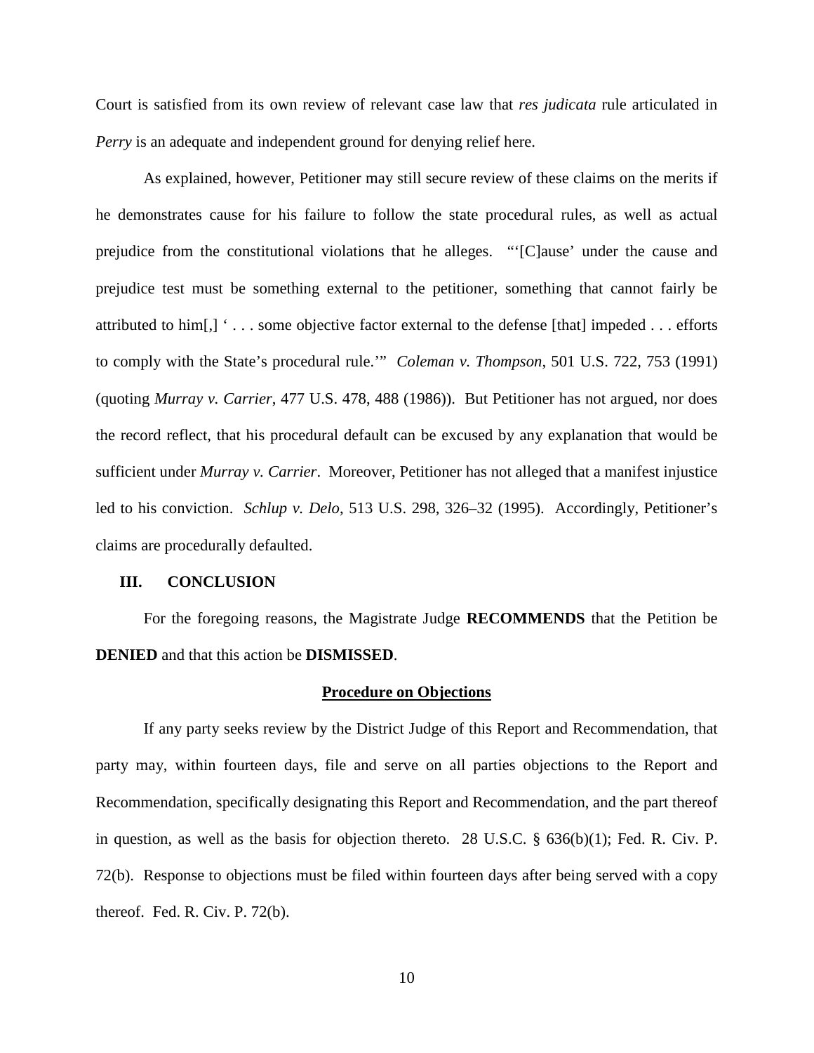Court is satisfied from its own review of relevant case law that *res judicata* rule articulated in *Perry* is an adequate and independent ground for denying relief here.

As explained, however, Petitioner may still secure review of these claims on the merits if he demonstrates cause for his failure to follow the state procedural rules, as well as actual prejudice from the constitutional violations that he alleges. "'[C]ause' under the cause and prejudice test must be something external to the petitioner, something that cannot fairly be attributed to him[,] ' . . . some objective factor external to the defense [that] impeded . . . efforts to comply with the State's procedural rule.'" *Coleman v. Thompson*, 501 U.S. 722, 753 (1991) (quoting *Murray v. Carrier*, 477 U.S. 478, 488 (1986)). But Petitioner has not argued, nor does the record reflect, that his procedural default can be excused by any explanation that would be sufficient under *Murray v. Carrier*. Moreover, Petitioner has not alleged that a manifest injustice led to his conviction. *Schlup v. Delo*, 513 U.S. 298, 326–32 (1995). Accordingly, Petitioner's claims are procedurally defaulted.

## III. CONCLUSION

For the foregoing reasons, the Magistrate Judge **RECOMMENDS** that the Petition be **DENIED** and that this action be **DISMISSED**.

### Procedure on Objections

If any party seeks review by the District Judge of this Report and Recommendation, that party may, within fourteen days, file and serve on all parties objections to the Report and Recommendation, specifically designating this Report and Recommendation, and the part thereof in question, as well as the basis for objection thereto. 28 U.S.C. § 636(b)(1); Fed. R. Civ. P. 72(b). Response to objections must be filed within fourteen days after being served with a copy thereof. Fed. R. Civ. P. 72(b).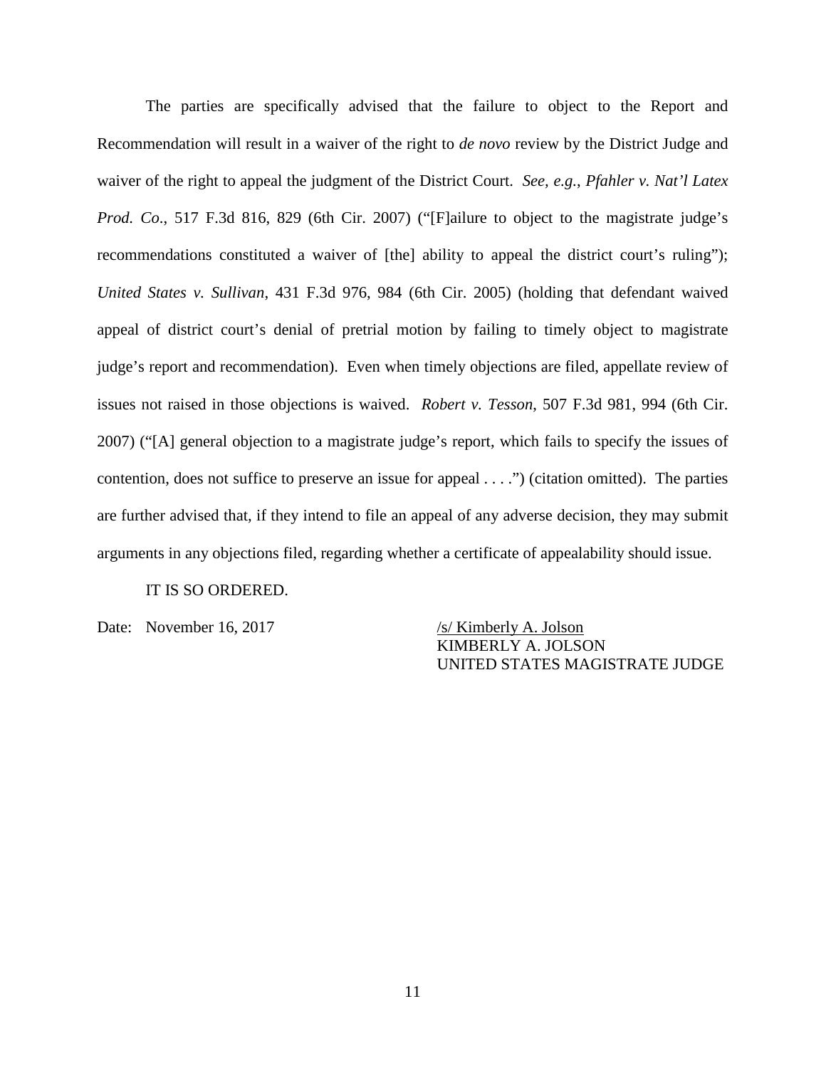The parties are specifically advised that the failure to object to the Report and Recommendation will result in a waiver of the right to *de novo* review by the District Judge and waiver of the right to appeal the judgment of the District Court. *See, e.g.*, *Pfahler v. Nat'l Latex Prod. Co*., 517 F.3d 816, 829 (6th Cir. 2007) ("[F]ailure to object to the magistrate judge's recommendations constituted a waiver of [the] ability to appeal the district court's ruling"); *United States v. Sullivan*, 431 F.3d 976, 984 (6th Cir. 2005) (holding that defendant waived appeal of district court's denial of pretrial motion by failing to timely object to magistrate judge's report and recommendation). Even when timely objections are filed, appellate review of issues not raised in those objections is waived. *Robert v. Tesson*, 507 F.3d 981, 994 (6th Cir. 2007) ("[A] general objection to a magistrate judge's report, which fails to specify the issues of contention, does not suffice to preserve an issue for appeal . . . .") (citation omitted). The parties are further advised that, if they intend to file an appeal of any adverse decision, they may submit arguments in any objections filed, regarding whether a certificate of appealability should issue.

IT IS SO ORDERED.

Date: November 16, 2017

/s/ Kimberly A. Jolson
KIMBERLY A. JOLSON
UNITED STATES MAGISTRATE JUDGE